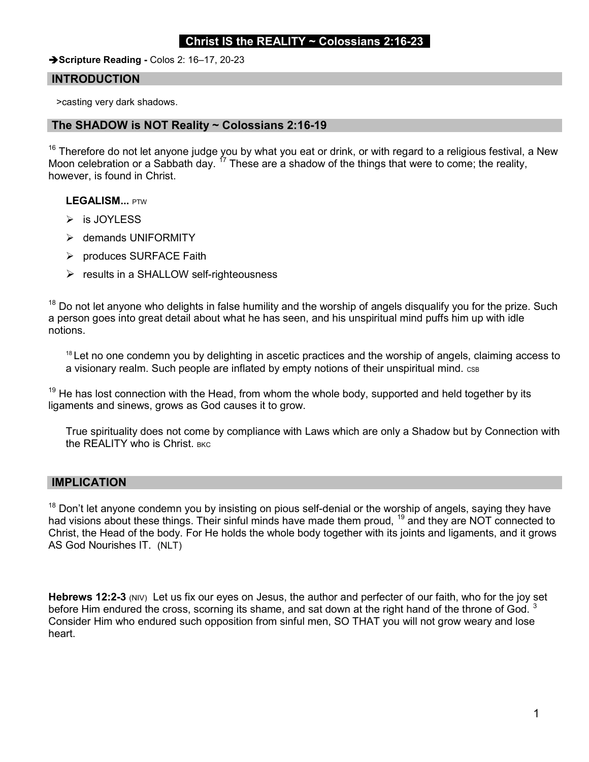# Christ IS the REALITY ~ Colossians 2:16-23

➔**Scripture Reading -** Colos 2: 16–17, 20-23

## INTRODUCTION

>casting very dark shadows.

## The SHADOW is NOT Reality ~ Colossians 2:16-19

[16] Therefore do not let anyone judge you by what you eat or drink, or with regard to a religious festival, a New Moon celebration or a Sabbath day. [17] These are a shadow of the things that were to come; the reality, however, is found in Christ.

**LEGALISM...** PTW

- is JOYLESS
- demands UNIFORMITY
- produces SURFACE Faith
- results in a SHALLOW self-righteousness

[18] Do not let anyone who delights in false humility and the worship of angels disqualify you for the prize. Such a person goes into great detail about what he has seen, and his unspiritual mind puffs him up with idle notions.

> [18] Let no one condemn you by delighting in ascetic practices and the worship of angels, claiming access to a visionary realm. Such people are inflated by empty notions of their unspiritual mind. CSB

[19] He has lost connection with the Head, from whom the whole body, supported and held together by its ligaments and sinews, grows as God causes it to grow.

> True spirituality does not come by compliance with Laws which are only a Shadow but by Connection with the REALITY who is Christ. BKC

## IMPLICATION

[18] Don't let anyone condemn you by insisting on pious self-denial or the worship of angels, saying they have had visions about these things. Their sinful minds have made them proud, [19] and they are NOT connected to Christ, the Head of the body. For He holds the whole body together with its joints and ligaments, and it grows AS God Nourishes IT. (NLT)

**Hebrews 12:2-3** (NIV) Let us fix our eyes on Jesus, the author and perfecter of our faith, who for the joy set before Him endured the cross, scorning its shame, and sat down at the right hand of the throne of God. [3] Consider Him who endured such opposition from sinful men, SO THAT you will not grow weary and lose heart.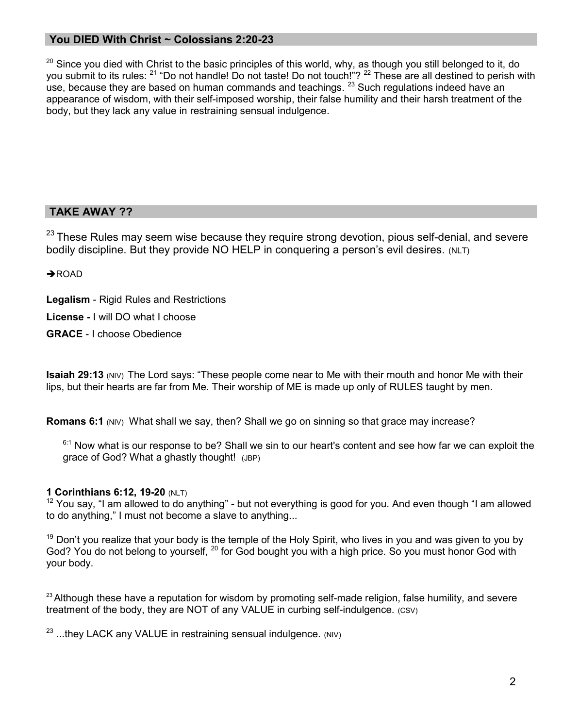## You DIED With Christ ~ Colossians 2:20-23

[20] Since you died with Christ to the basic principles of this world, why, as though you still belonged to it, do you submit to its rules: [21] "Do not handle! Do not taste! Do not touch!"? [22] These are all destined to perish with use, because they are based on human commands and teachings. [23] Such regulations indeed have an appearance of wisdom, with their self-imposed worship, their false humility and their harsh treatment of the body, but they lack any value in restraining sensual indulgence.

## TAKE AWAY ??

[23] These Rules may seem wise because they require strong devotion, pious self-denial, and severe bodily discipline. But they provide NO HELP in conquering a person's evil desires. (NLT)

➔ROAD

**Legalism** - Rigid Rules and Restrictions

**License -** I will DO what I choose

**GRACE** - I choose Obedience

**Isaiah 29:13** (NIV) The Lord says: "These people come near to Me with their mouth and honor Me with their lips, but their hearts are far from Me. Their worship of ME is made up only of RULES taught by men.

**Romans 6:1** (NIV) What shall we say, then? Shall we go on sinning so that grace may increase?

> [6:1] Now what is our response to be? Shall we sin to our heart's content and see how far we can exploit the grace of God? What a ghastly thought! (JBP)

**1 Corinthians 6:12, 19-20** (NLT)
[12] You say, "I am allowed to do anything" - but not everything is good for you. And even though "I am allowed to do anything," I must not become a slave to anything...

[19] Don't you realize that your body is the temple of the Holy Spirit, who lives in you and was given to you by God? You do not belong to yourself, [20] for God bought you with a high price. So you must honor God with your body.

[23] Although these have a reputation for wisdom by promoting self-made religion, false humility, and severe treatment of the body, they are NOT of any VALUE in curbing self-indulgence. (CSV)

[23] ...they LACK any VALUE in restraining sensual indulgence. (NIV)